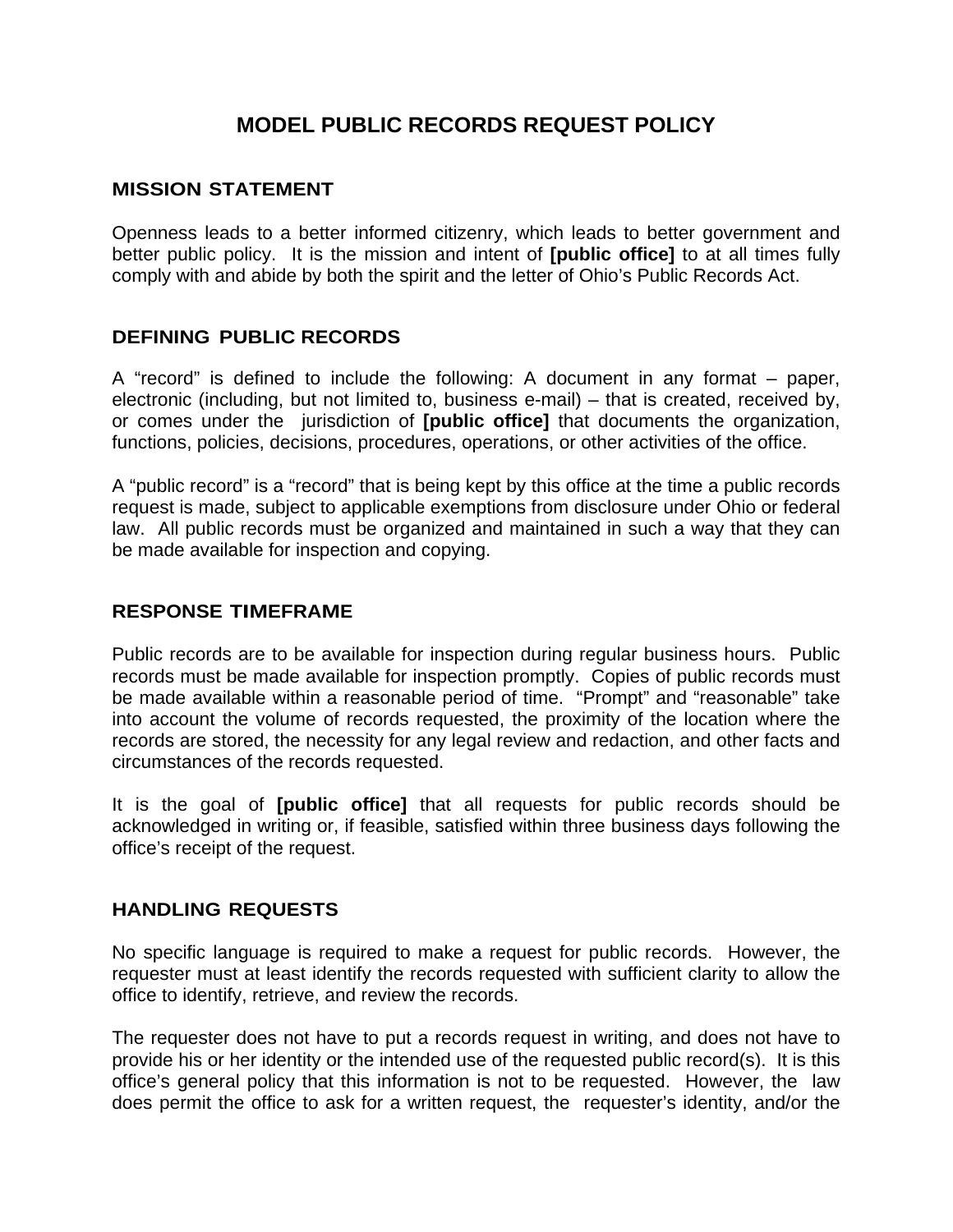# MODEL PUBLIC RECORDS REQUEST POLICY

## MISSION STATEMENT

Openness leads to a better informed citizenry, which leads to better government and better public policy. It is the mission and intent of **[public office]** to at all times fully comply with and abide by both the spirit and the letter of Ohio's Public Records Act.

## DEFINING PUBLIC RECORDS

A "record" is defined to include the following: A document in any format – paper, electronic (including, but not limited to, business e-mail) – that is created, received by, or comes under the jurisdiction of **[public office]** that documents the organization, functions, policies, decisions, procedures, operations, or other activities of the office.

A "public record" is a "record" that is being kept by this office at the time a public records request is made, subject to applicable exemptions from disclosure under Ohio or federal law. All public records must be organized and maintained in such a way that they can be made available for inspection and copying.

## RESPONSE TIMEFRAME

Public records are to be available for inspection during regular business hours. Public records must be made available for inspection promptly. Copies of public records must be made available within a reasonable period of time. "Prompt" and "reasonable" take into account the volume of records requested, the proximity of the location where the records are stored, the necessity for any legal review and redaction, and other facts and circumstances of the records requested.

It is the goal of **[public office]** that all requests for public records should be acknowledged in writing or, if feasible, satisfied within three business days following the office's receipt of the request.

## HANDLING REQUESTS

No specific language is required to make a request for public records. However, the requester must at least identify the records requested with sufficient clarity to allow the office to identify, retrieve, and review the records.

The requester does not have to put a records request in writing, and does not have to provide his or her identity or the intended use of the requested public record(s). It is this office's general policy that this information is not to be requested. However, the law does permit the office to ask for a written request, the requester's identity, and/or the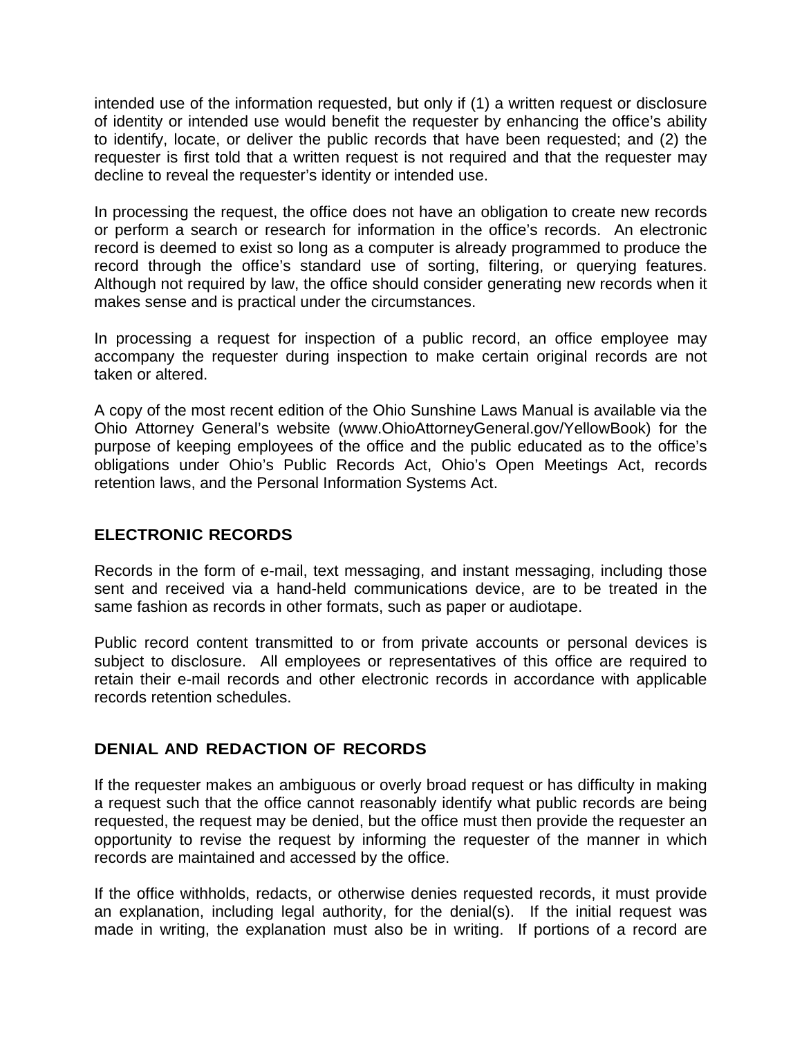intended use of the information requested, but only if (1) a written request or disclosure of identity or intended use would benefit the requester by enhancing the office's ability to identify, locate, or deliver the public records that have been requested; and (2) the requester is first told that a written request is not required and that the requester may decline to reveal the requester's identity or intended use.

In processing the request, the office does not have an obligation to create new records or perform a search or research for information in the office's records. An electronic record is deemed to exist so long as a computer is already programmed to produce the record through the office's standard use of sorting, filtering, or querying features. Although not required by law, the office should consider generating new records when it makes sense and is practical under the circumstances.

In processing a request for inspection of a public record, an office employee may accompany the requester during inspection to make certain original records are not taken or altered.

A copy of the most recent edition of the Ohio Sunshine Laws Manual is available via the Ohio Attorney General's website (www.OhioAttorneyGeneral.gov/YellowBook) for the purpose of keeping employees of the office and the public educated as to the office's obligations under Ohio's Public Records Act, Ohio's Open Meetings Act, records retention laws, and the Personal Information Systems Act.

## ELECTRONIC RECORDS

Records in the form of e-mail, text messaging, and instant messaging, including those sent and received via a hand-held communications device, are to be treated in the same fashion as records in other formats, such as paper or audiotape.

Public record content transmitted to or from private accounts or personal devices is subject to disclosure. All employees or representatives of this office are required to retain their e-mail records and other electronic records in accordance with applicable records retention schedules.

## DENIAL AND REDACTION OF RECORDS

If the requester makes an ambiguous or overly broad request or has difficulty in making a request such that the office cannot reasonably identify what public records are being requested, the request may be denied, but the office must then provide the requester an opportunity to revise the request by informing the requester of the manner in which records are maintained and accessed by the office.

If the office withholds, redacts, or otherwise denies requested records, it must provide an explanation, including legal authority, for the denial(s). If the initial request was made in writing, the explanation must also be in writing. If portions of a record are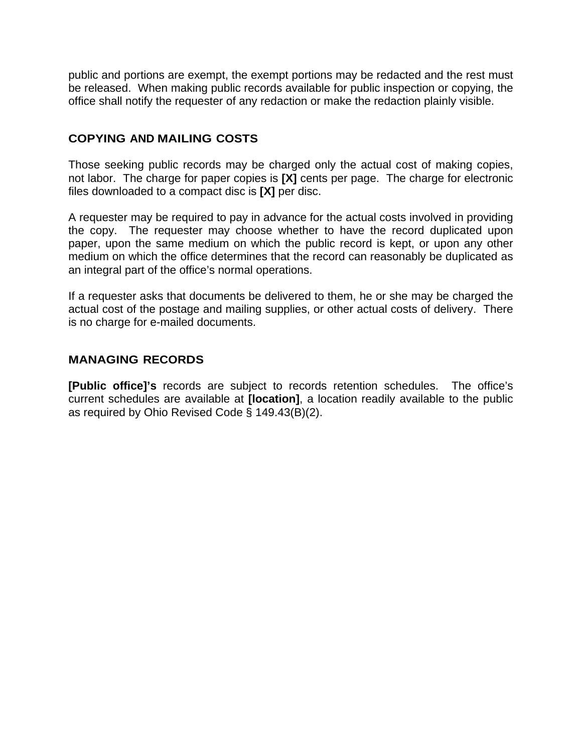public and portions are exempt, the exempt portions may be redacted and the rest must be released. When making public records available for public inspection or copying, the office shall notify the requester of any redaction or make the redaction plainly visible.

## COPYING AND MAILING COSTS

Those seeking public records may be charged only the actual cost of making copies, not labor. The charge for paper copies is **[X]** cents per page. The charge for electronic files downloaded to a compact disc is **[X]** per disc.

A requester may be required to pay in advance for the actual costs involved in providing the copy. The requester may choose whether to have the record duplicated upon paper, upon the same medium on which the public record is kept, or upon any other medium on which the office determines that the record can reasonably be duplicated as an integral part of the office's normal operations.

If a requester asks that documents be delivered to them, he or she may be charged the actual cost of the postage and mailing supplies, or other actual costs of delivery. There is no charge for e-mailed documents.

## MANAGING RECORDS

**[Public office]'s** records are subject to records retention schedules. The office's current schedules are available at **[location]**, a location readily available to the public as required by Ohio Revised Code § 149.43(B)(2).